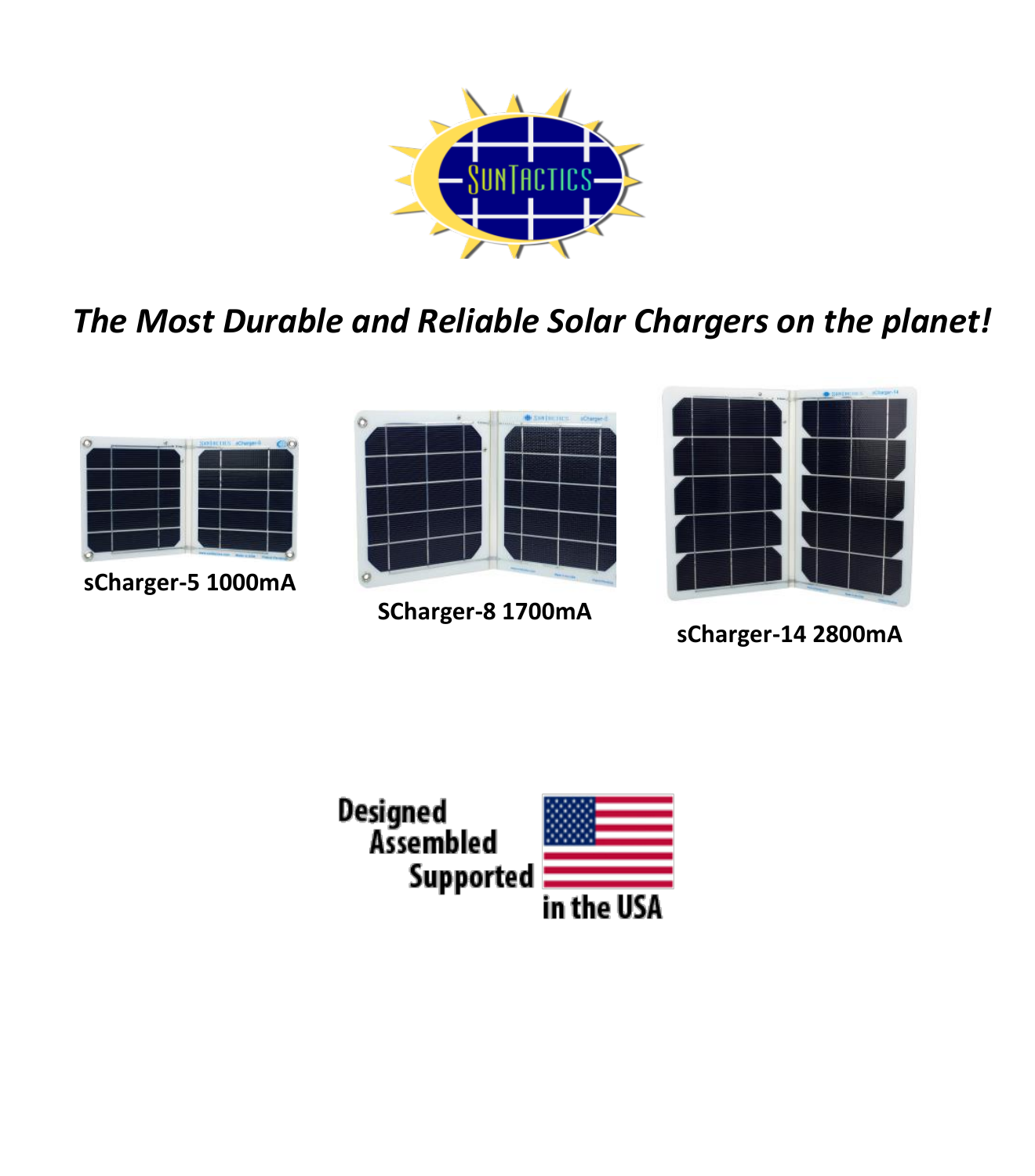SUNTACTICS

*The Most Durable and Reliable Solar Chargers on the planet!*

**sCharger-5 1000mA**

**SCharger-8 1700mA**

**sCharger-14 2800mA**

Designed
Assembled
Supported
in the USA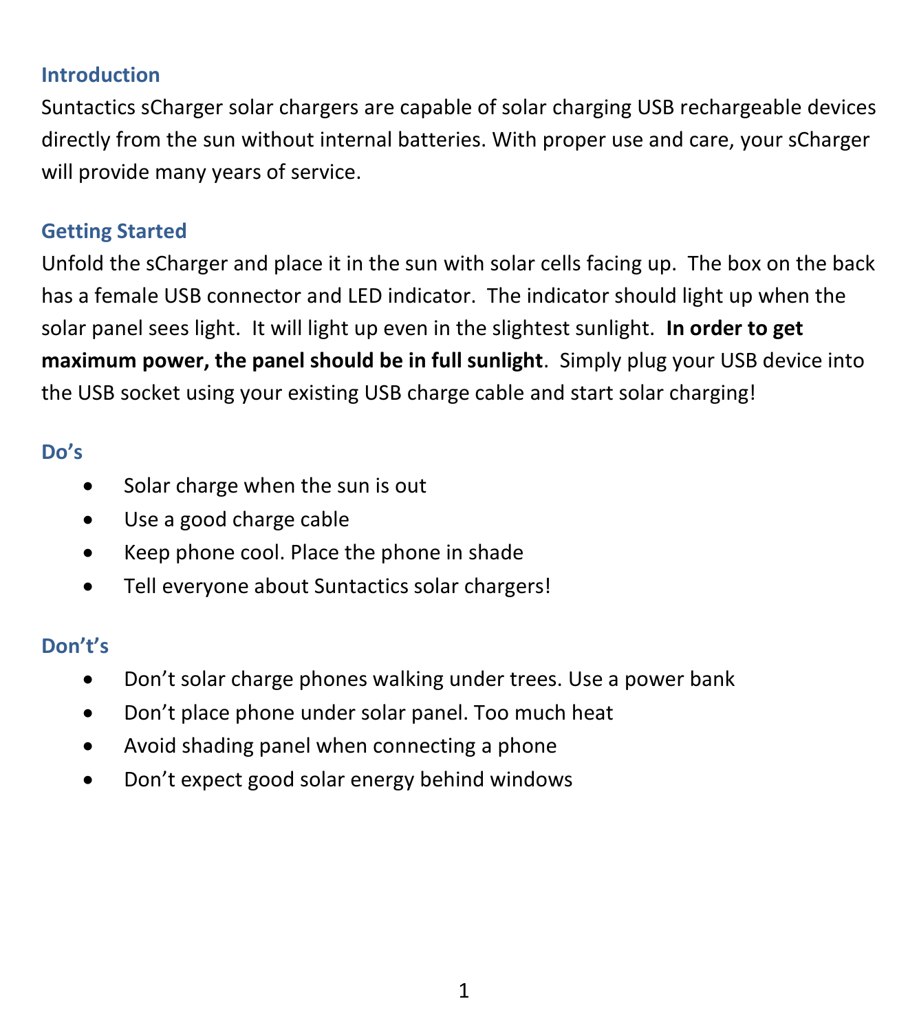## Introduction

Suntactics sCharger solar chargers are capable of solar charging USB rechargeable devices directly from the sun without internal batteries. With proper use and care, your sCharger will provide many years of service.

## Getting Started

Unfold the sCharger and place it in the sun with solar cells facing up. The box on the back has a female USB connector and LED indicator. The indicator should light up when the solar panel sees light. It will light up even in the slightest sunlight. **In order to get maximum power, the panel should be in full sunlight**. Simply plug your USB device into the USB socket using your existing USB charge cable and start solar charging!

## Do's

- Solar charge when the sun is out
- Use a good charge cable
- Keep phone cool. Place the phone in shade
- Tell everyone about Suntactics solar chargers!

## Don't's

- Don't solar charge phones walking under trees. Use a power bank
- Don't place phone under solar panel. Too much heat
- Avoid shading panel when connecting a phone
- Don't expect good solar energy behind windows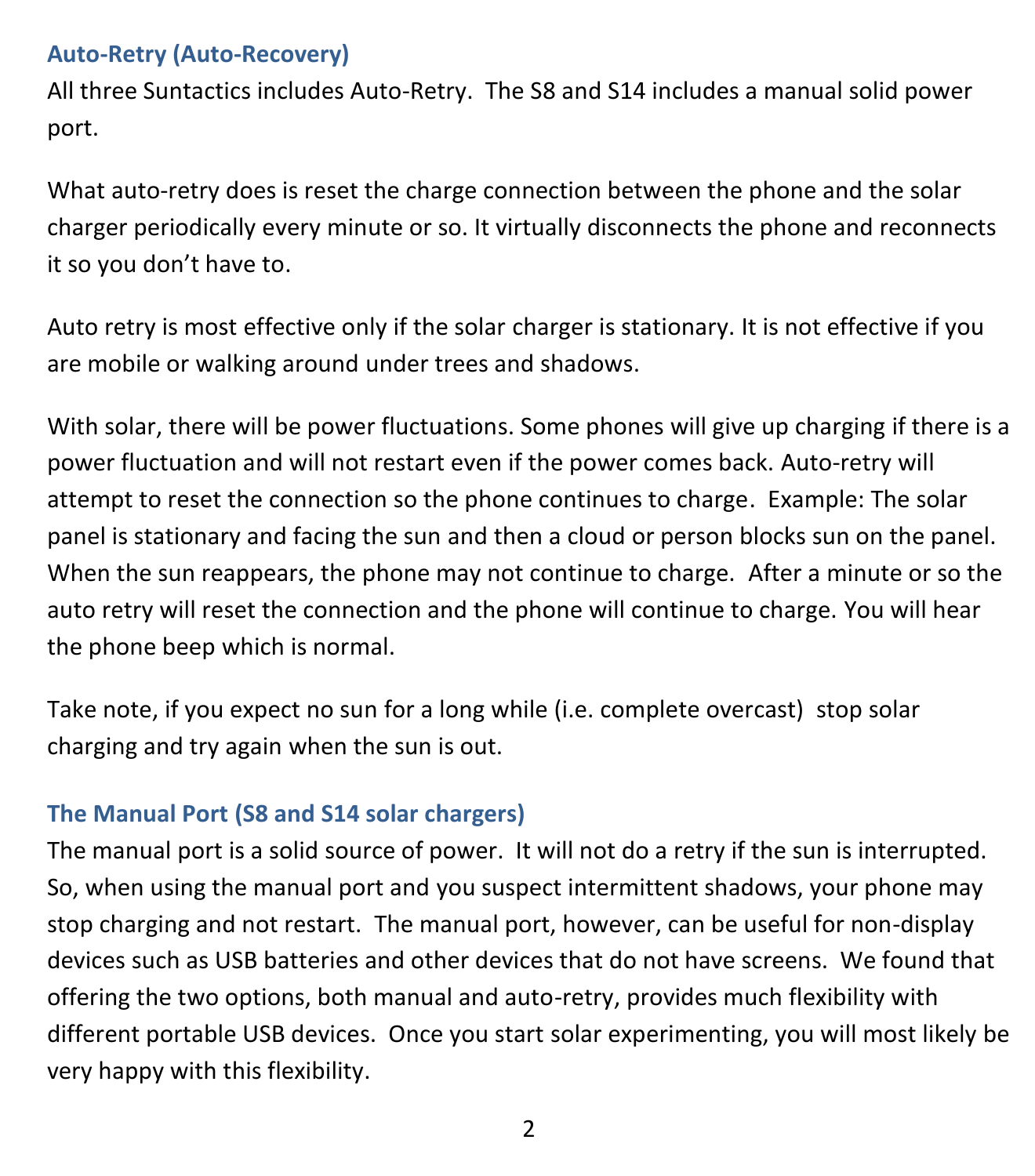## Auto-Retry (Auto-Recovery)

All three Suntactics includes Auto-Retry. The S8 and S14 includes a manual solid power port.

What auto-retry does is reset the charge connection between the phone and the solar charger periodically every minute or so. It virtually disconnects the phone and reconnects it so you don't have to.

Auto retry is most effective only if the solar charger is stationary. It is not effective if you are mobile or walking around under trees and shadows.

With solar, there will be power fluctuations. Some phones will give up charging if there is a power fluctuation and will not restart even if the power comes back. Auto-retry will attempt to reset the connection so the phone continues to charge. Example: The solar panel is stationary and facing the sun and then a cloud or person blocks sun on the panel. When the sun reappears, the phone may not continue to charge. After a minute or so the auto retry will reset the connection and the phone will continue to charge. You will hear the phone beep which is normal.

Take note, if you expect no sun for a long while (i.e. complete overcast) stop solar charging and try again when the sun is out.

## The Manual Port (S8 and S14 solar chargers)

The manual port is a solid source of power. It will not do a retry if the sun is interrupted. So, when using the manual port and you suspect intermittent shadows, your phone may stop charging and not restart. The manual port, however, can be useful for non-display devices such as USB batteries and other devices that do not have screens. We found that offering the two options, both manual and auto-retry, provides much flexibility with different portable USB devices. Once you start solar experimenting, you will most likely be very happy with this flexibility.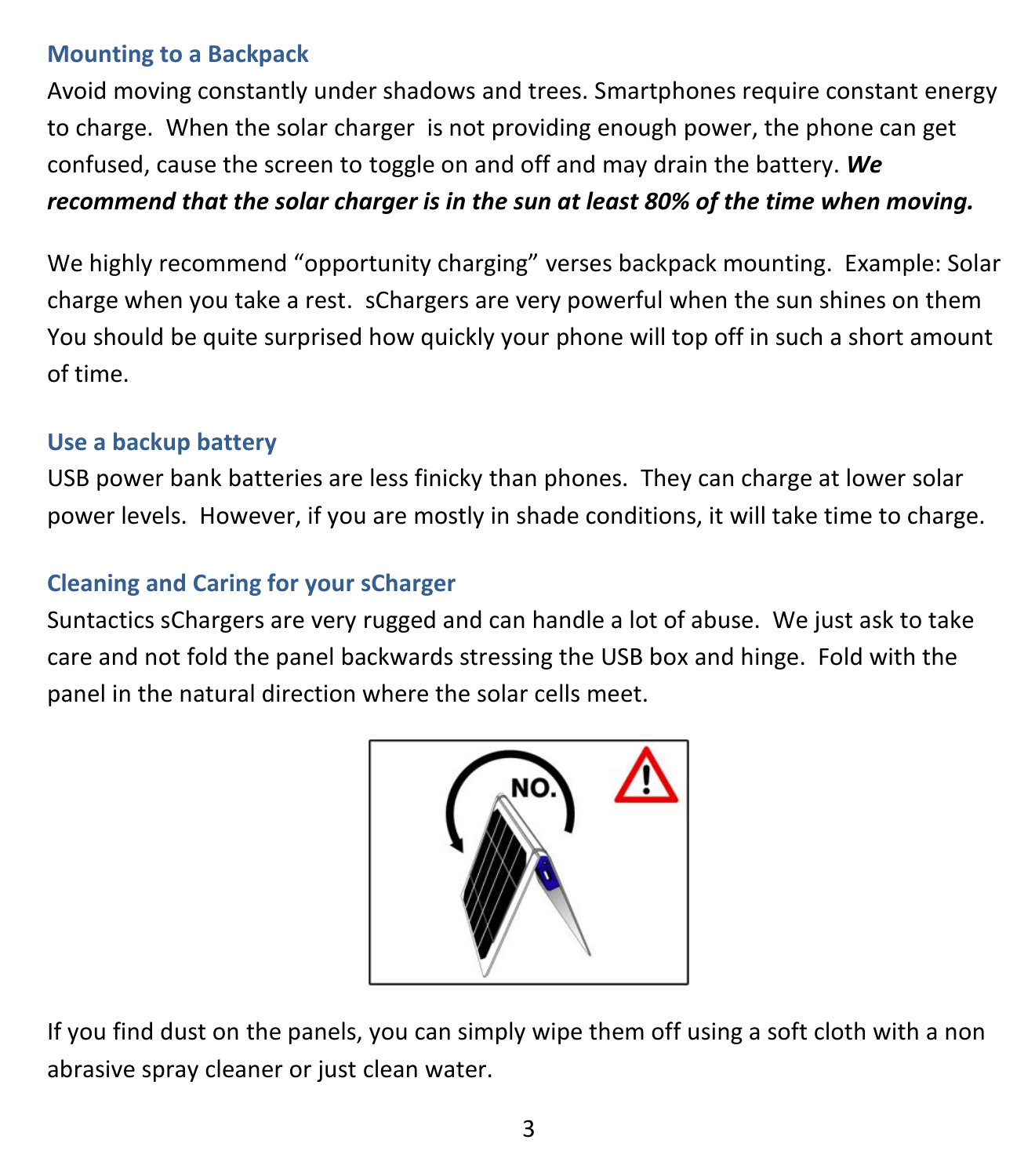### Mounting to a Backpack

Avoid moving constantly under shadows and trees. Smartphones require constant energy to charge. When the solar charger is not providing enough power, the phone can get confused, cause the screen to toggle on and off and may drain the battery. ***We recommend that the solar charger is in the sun at least 80% of the time when moving.***

We highly recommend "opportunity charging" verses backpack mounting. Example: Solar charge when you take a rest. sChargers are very powerful when the sun shines on them You should be quite surprised how quickly your phone will top off in such a short amount of time.

### Use a backup battery

USB power bank batteries are less finicky than phones. They can charge at lower solar power levels. However, if you are mostly in shade conditions, it will take time to charge.

### Cleaning and Caring for your sCharger

Suntactics sChargers are very rugged and can handle a lot of abuse. We just ask to take care and not fold the panel backwards stressing the USB box and hinge. Fold with the panel in the natural direction where the solar cells meet.

If you find dust on the panels, you can simply wipe them off using a soft cloth with a non abrasive spray cleaner or just clean water.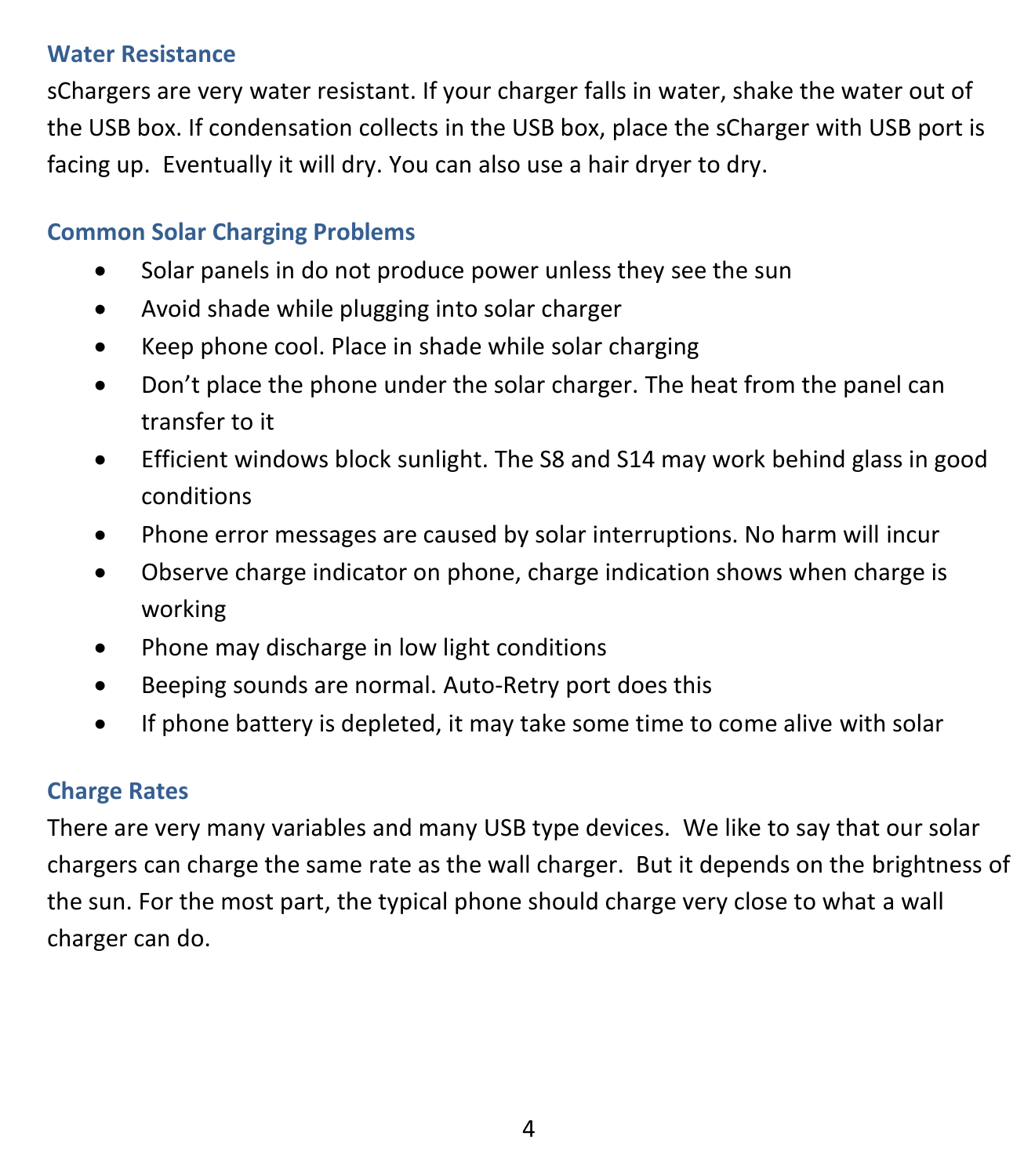## Water Resistance

sChargers are very water resistant. If your charger falls in water, shake the water out of the USB box. If condensation collects in the USB box, place the sCharger with USB port is facing up. Eventually it will dry. You can also use a hair dryer to dry.

## Common Solar Charging Problems

- Solar panels in do not produce power unless they see the sun
- Avoid shade while plugging into solar charger
- Keep phone cool. Place in shade while solar charging
- Don't place the phone under the solar charger. The heat from the panel can transfer to it
- Efficient windows block sunlight. The S8 and S14 may work behind glass in good conditions
- Phone error messages are caused by solar interruptions. No harm will incur
- Observe charge indicator on phone, charge indication shows when charge is working
- Phone may discharge in low light conditions
- Beeping sounds are normal. Auto-Retry port does this
- If phone battery is depleted, it may take some time to come alive with solar

## Charge Rates

There are very many variables and many USB type devices. We like to say that our solar chargers can charge the same rate as the wall charger. But it depends on the brightness of the sun. For the most part, the typical phone should charge very close to what a wall charger can do.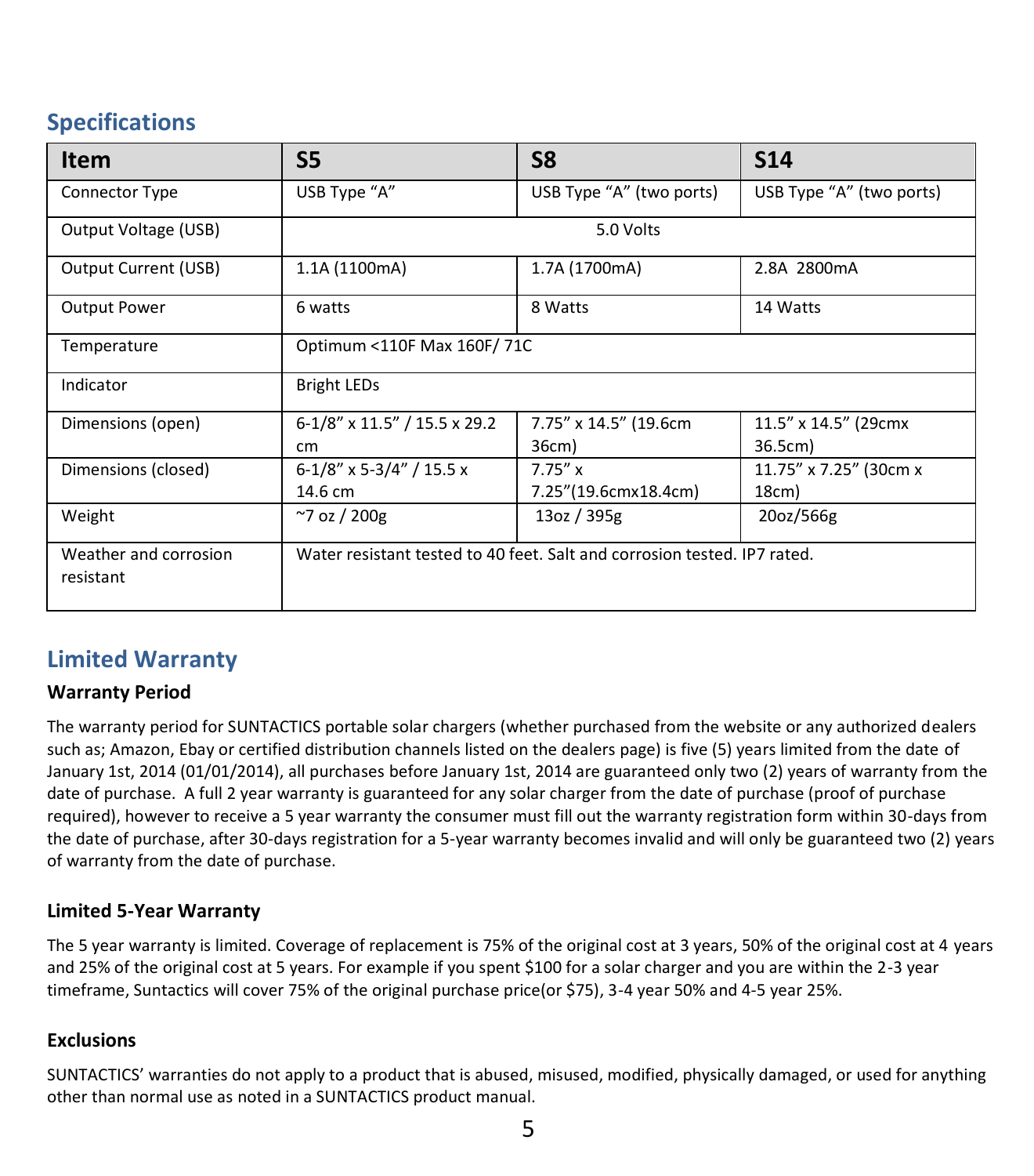## Specifications

| Item | S5 | S8 | S14 |
|---|---|---|---|
| Connector Type | USB Type "A" | USB Type "A" (two ports) | USB Type "A" (two ports) |
| Output Voltage (USB) | 5.0 Volts | | |
| Output Current (USB) | 1.1A (1100mA) | 1.7A (1700mA) | 2.8A 2800mA |
| Output Power | 6 watts | 8 Watts | 14 Watts |
| Temperature | Optimum <110F Max 160F/ 71C | | |
| Indicator | Bright LEDs | | |
| Dimensions (open) | 6-1/8" x 11.5" / 15.5 x 29.2 cm | 7.75" x 14.5" (19.6cm 36cm) | 11.5" x 14.5" (29cmx 36.5cm) |
| Dimensions (closed) | 6-1/8" x 5-3/4" / 15.5 x 14.6 cm | 7.75" x 7.25"(19.6cmx18.4cm) | 11.75" x 7.25" (30cm x 18cm) |
| Weight | ~7 oz / 200g | 13oz / 395g | 20oz/566g |
| Weather and corrosion resistant | Water resistant tested to 40 feet. Salt and corrosion tested. IP7 rated. | | |

## Limited Warranty

### Warranty Period

The warranty period for SUNTACTICS portable solar chargers (whether purchased from the website or any authorized dealers such as; Amazon, Ebay or certified distribution channels listed on the dealers page) is five (5) years limited from the date of January 1st, 2014 (01/01/2014), all purchases before January 1st, 2014 are guaranteed only two (2) years of warranty from the date of purchase. A full 2 year warranty is guaranteed for any solar charger from the date of purchase (proof of purchase required), however to receive a 5 year warranty the consumer must fill out the warranty registration form within 30-days from the date of purchase, after 30-days registration for a 5-year warranty becomes invalid and will only be guaranteed two (2) years of warranty from the date of purchase.

### Limited 5-Year Warranty

The 5 year warranty is limited. Coverage of replacement is 75% of the original cost at 3 years, 50% of the original cost at 4 years and 25% of the original cost at 5 years. For example if you spent $100 for a solar charger and you are within the 2-3 year timeframe, Suntactics will cover 75% of the original purchase price(or $75), 3-4 year 50% and 4-5 year 25%.

### Exclusions

SUNTACTICS' warranties do not apply to a product that is abused, misused, modified, physically damaged, or used for anything other than normal use as noted in a SUNTACTICS product manual.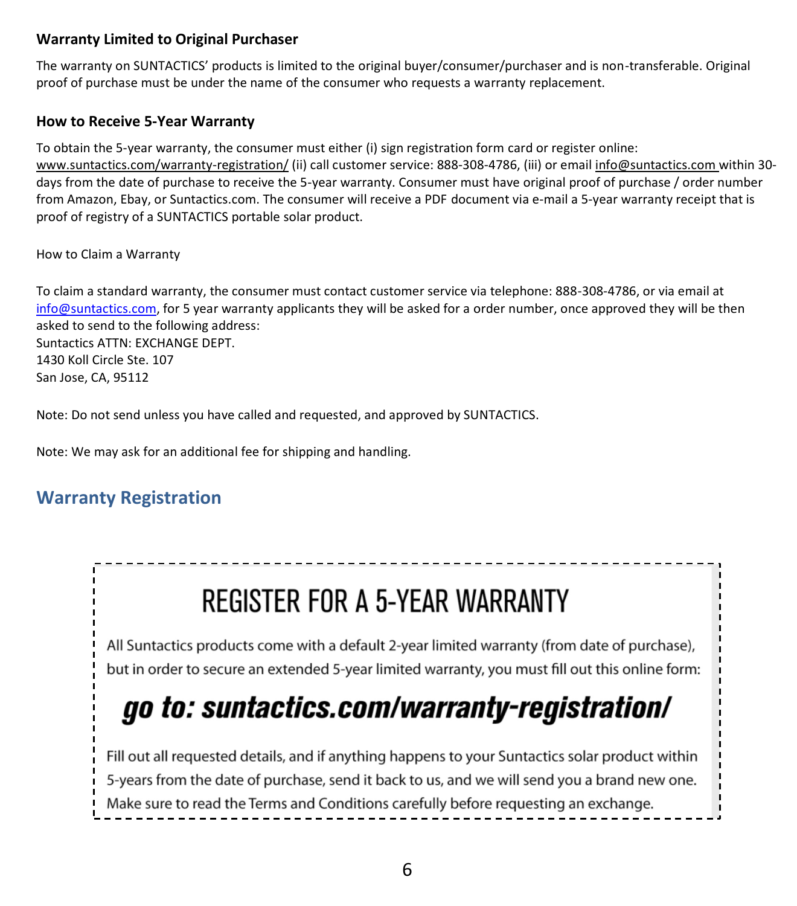### Warranty Limited to Original Purchaser

The warranty on SUNTACTICS' products is limited to the original buyer/consumer/purchaser and is non-transferable. Original proof of purchase must be under the name of the consumer who requests a warranty replacement.

### How to Receive 5-Year Warranty

To obtain the 5-year warranty, the consumer must either (i) sign registration form card or register online: www.suntactics.com/warranty-registration/ (ii) call customer service: 888-308-4786, (iii) or email info@suntactics.com within 30-days from the date of purchase to receive the 5-year warranty. Consumer must have original proof of purchase / order number from Amazon, Ebay, or Suntactics.com. The consumer will receive a PDF document via e-mail a 5-year warranty receipt that is proof of registry of a SUNTACTICS portable solar product.

How to Claim a Warranty

To claim a standard warranty, the consumer must contact customer service via telephone: 888-308-4786, or via email at info@suntactics.com, for 5 year warranty applicants they will be asked for a order number, once approved they will be then asked to send to the following address:
Suntactics ATTN: EXCHANGE DEPT.
1430 Koll Circle Ste. 107
San Jose, CA, 95112

Note: Do not send unless you have called and requested, and approved by SUNTACTICS.

Note: We may ask for an additional fee for shipping and handling.

## Warranty Registration

# REGISTER FOR A 5-YEAR WARRANTY

All Suntactics products come with a default 2-year limited warranty (from date of purchase), but in order to secure an extended 5-year limited warranty, you must fill out this online form:

***go to: suntactics.com/warranty-registration/***

Fill out all requested details, and if anything happens to your Suntactics solar product within 5-years from the date of purchase, send it back to us, and we will send you a brand new one. Make sure to read the Terms and Conditions carefully before requesting an exchange.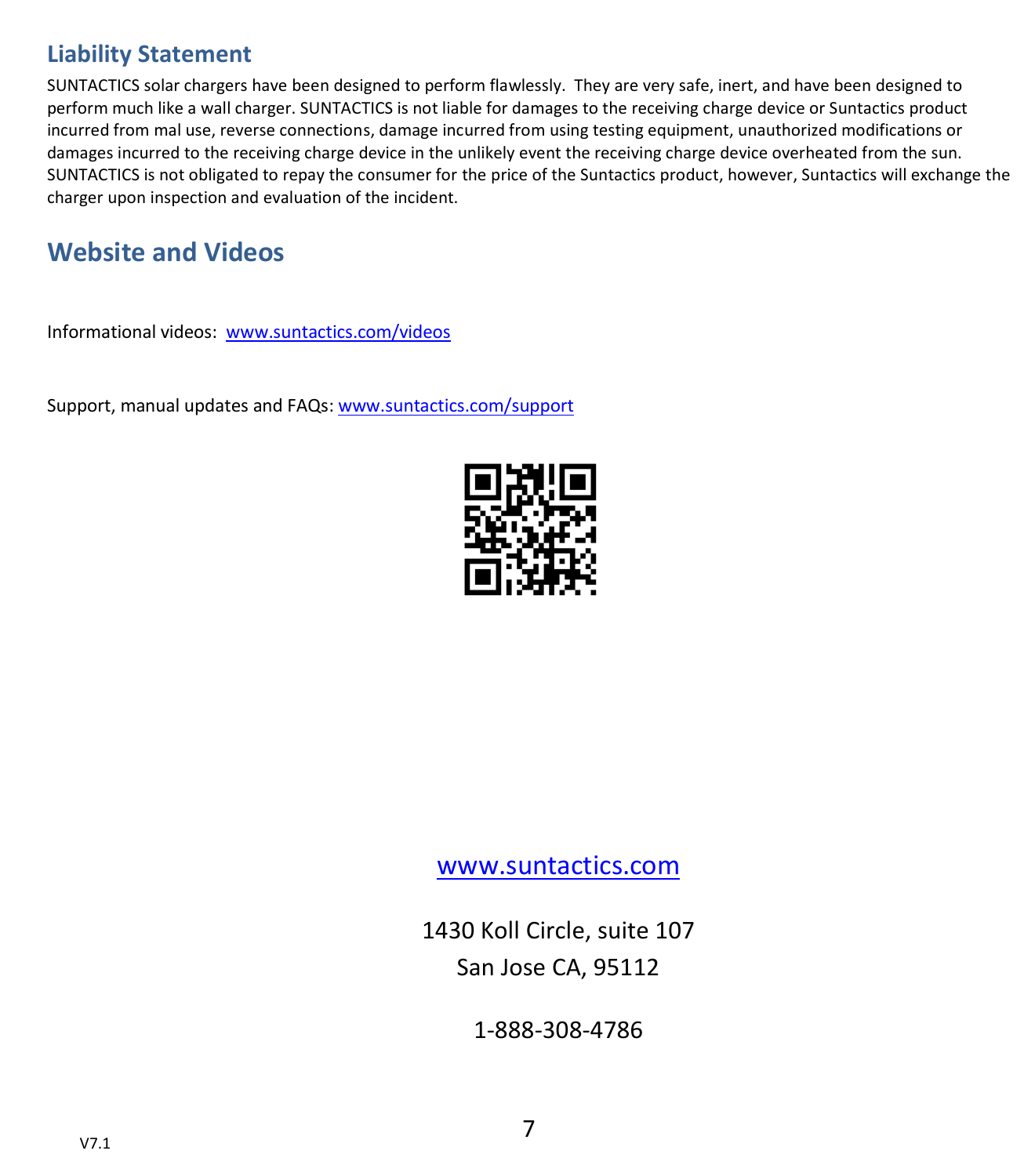## Liability Statement

SUNTACTICS solar chargers have been designed to perform flawlessly. They are very safe, inert, and have been designed to perform much like a wall charger. SUNTACTICS is not liable for damages to the receiving charge device or Suntactics product incurred from mal use, reverse connections, damage incurred from using testing equipment, unauthorized modifications or damages incurred to the receiving charge device in the unlikely event the receiving charge device overheated from the sun. SUNTACTICS is not obligated to repay the consumer for the price of the Suntactics product, however, Suntactics will exchange the charger upon inspection and evaluation of the incident.

## Website and Videos

Informational videos: www.suntactics.com/videos

Support, manual updates and FAQs: www.suntactics.com/support

www.suntactics.com

1430 Koll Circle, suite 107
San Jose CA, 95112

1-888-308-4786

V7.1